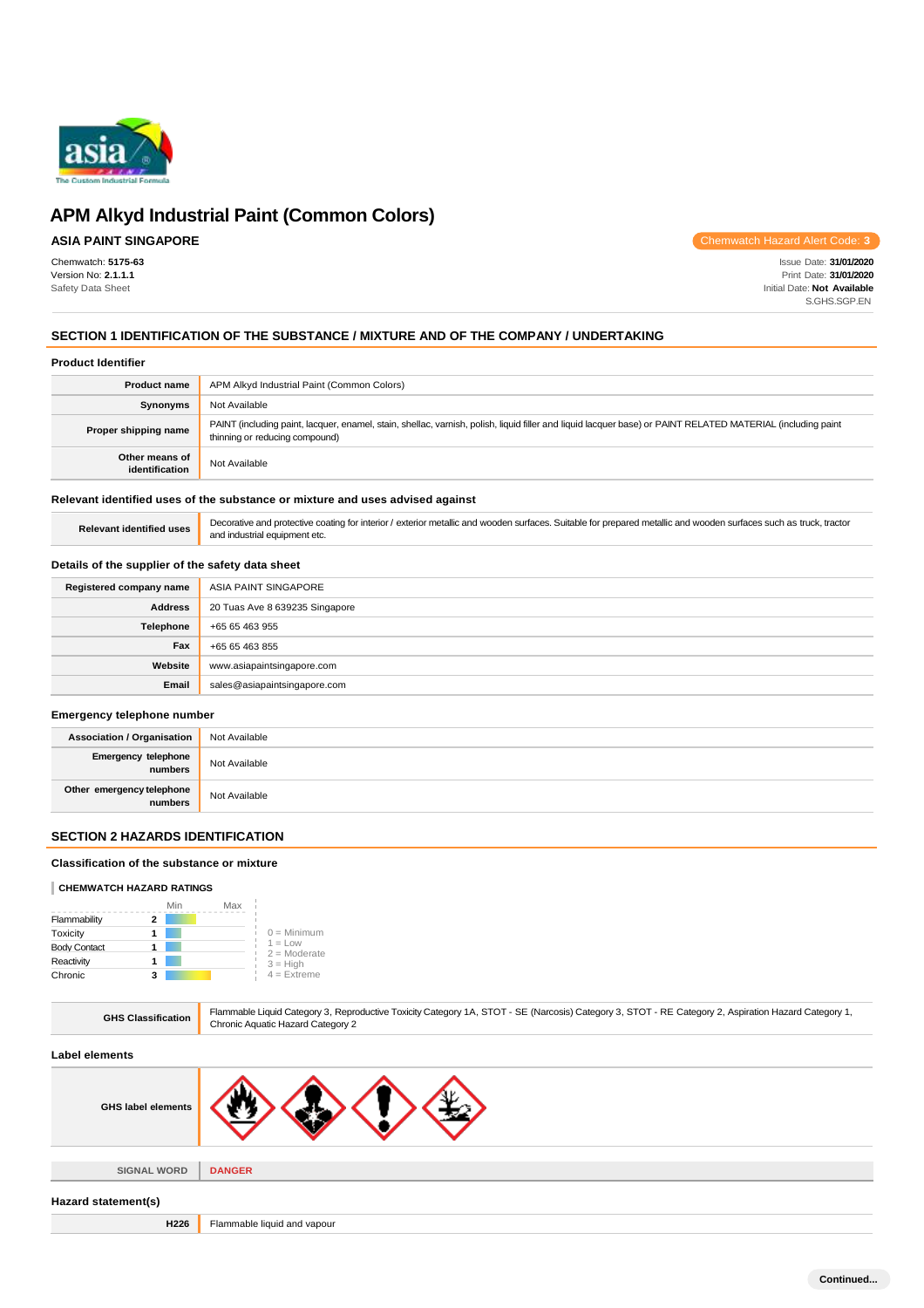# APM Alkyd Industrial Paint (Common Colors)

**ASIA PAINT SINGAPORE**

Chemwatch Hazard Alert Code: 3

Chemwatch: **5175-63**
Version No: **2.1.1.1**
Safety Data Sheet

Issue Date: **31/01/2020**
Print Date: **31/01/2020**
Initial Date: **Not Available**
S.GHS.SGP.EN

## SECTION 1 IDENTIFICATION OF THE SUBSTANCE / MIXTURE AND OF THE COMPANY / UNDERTAKING

### Product Identifier

| | |
|---|---|
| **Product name** | APM Alkyd Industrial Paint (Common Colors) |
| **Synonyms** | Not Available |
| **Proper shipping name** | PAINT (including paint, lacquer, enamel, stain, shellac, varnish, polish, liquid filler and liquid lacquer base) or PAINT RELATED MATERIAL (including paint thinning or reducing compound) |
| **Other means of identification** | Not Available |

### Relevant identified uses of the substance or mixture and uses advised against

| | |
|---|---|
| **Relevant identified uses** | Decorative and protective coating for interior / exterior metallic and wooden surfaces. Suitable for prepared metallic and wooden surfaces such as truck, tractor and industrial equipment etc. |

### Details of the supplier of the safety data sheet

| | |
|---|---|
| **Registered company name** | ASIA PAINT SINGAPORE |
| **Address** | 20 Tuas Ave 8 639235 Singapore |
| **Telephone** | +65 65 463 955 |
| **Fax** | +65 65 463 855 |
| **Website** | www.asiapaintsingapore.com |
| **Email** | sales@asiapaintsingapore.com |

### Emergency telephone number

| | |
|---|---|
| **Association / Organisation** | Not Available |
| **Emergency telephone numbers** | Not Available |
| **Other emergency telephone numbers** | Not Available |

## SECTION 2 HAZARDS IDENTIFICATION

### Classification of the substance or mixture

**CHEMWATCH HAZARD RATINGS**

| | Rating |
|---|---|
| Flammability | 2 |
| Toxicity | 1 |
| Body Contact | 1 |
| Reactivity | 1 |
| Chronic | 3 |

0 = Minimum
1 = Low
2 = Moderate
3 = High
4 = Extreme

| | |
|---|---|
| **GHS Classification** | Flammable Liquid Category 3, Reproductive Toxicity Category 1A, STOT - SE (Narcosis) Category 3, STOT - RE Category 2, Aspiration Hazard Category 1, Chronic Aquatic Hazard Category 2 |

### Label elements

| | |
|---|---|
| **GHS label elements** | |
| **SIGNAL WORD** | **DANGER** |

### Hazard statement(s)

| | |
|---|---|
| **H226** | Flammable liquid and vapour |

Continued...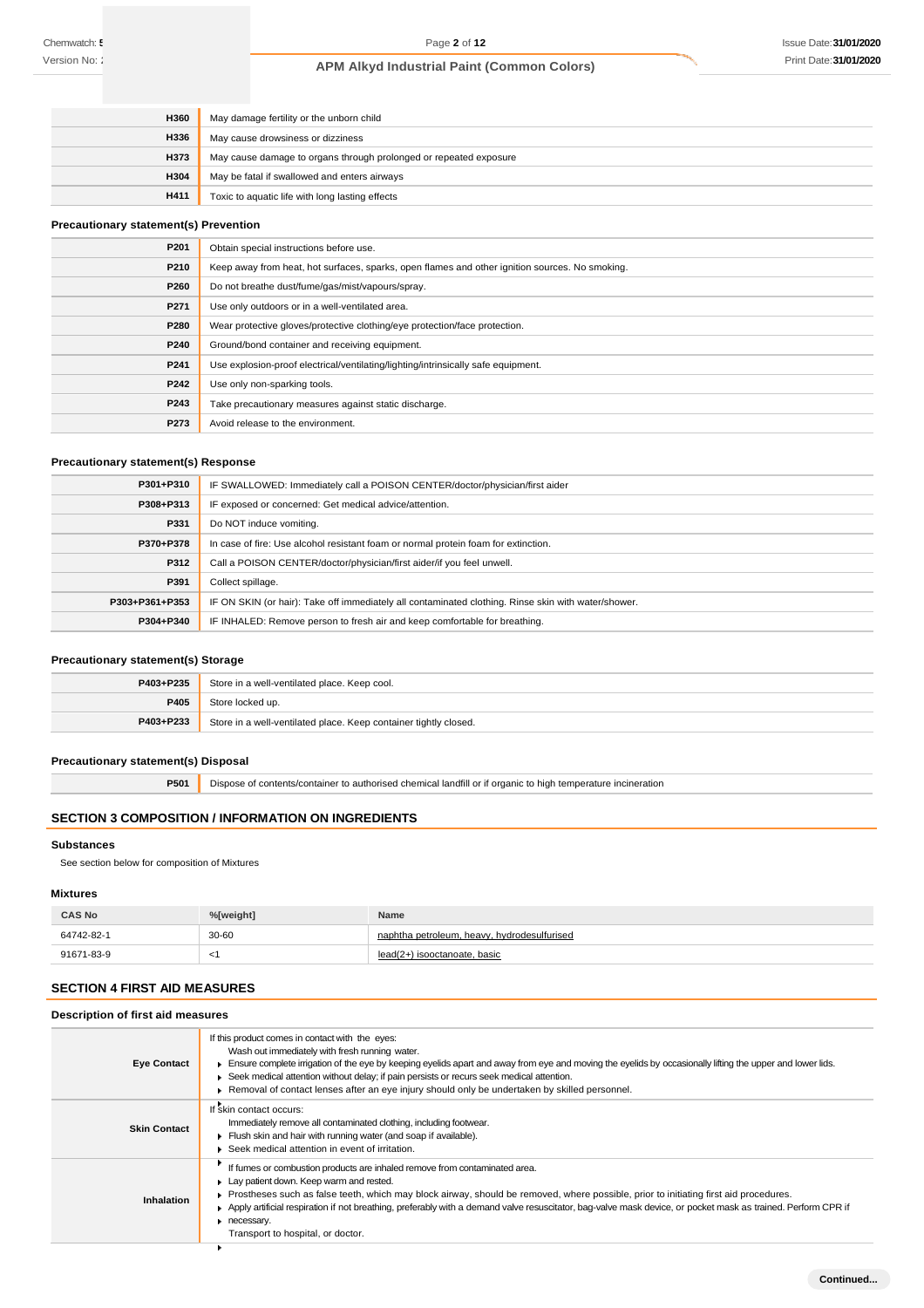| | |
|---|---|
| **H360** | May damage fertility or the unborn child |
| **H336** | May cause drowsiness or dizziness |
| **H373** | May cause damage to organs through prolonged or repeated exposure |
| **H304** | May be fatal if swallowed and enters airways |
| **H411** | Toxic to aquatic life with long lasting effects |

### Precautionary statement(s) Prevention

| | |
|---|---|
| **P201** | Obtain special instructions before use. |
| **P210** | Keep away from heat, hot surfaces, sparks, open flames and other ignition sources. No smoking. |
| **P260** | Do not breathe dust/fume/gas/mist/vapours/spray. |
| **P271** | Use only outdoors or in a well-ventilated area. |
| **P280** | Wear protective gloves/protective clothing/eye protection/face protection. |
| **P240** | Ground/bond container and receiving equipment. |
| **P241** | Use explosion-proof electrical/ventilating/lighting/intrinsically safe equipment. |
| **P242** | Use only non-sparking tools. |
| **P243** | Take precautionary measures against static discharge. |
| **P273** | Avoid release to the environment. |

### Precautionary statement(s) Response

| | |
|---|---|
| **P301+P310** | IF SWALLOWED: Immediately call a POISON CENTER/doctor/physician/first aider |
| **P308+P313** | IF exposed or concerned: Get medical advice/attention. |
| **P331** | Do NOT induce vomiting. |
| **P370+P378** | In case of fire: Use alcohol resistant foam or normal protein foam for extinction. |
| **P312** | Call a POISON CENTER/doctor/physician/first aider/if you feel unwell. |
| **P391** | Collect spillage. |
| **P303+P361+P353** | IF ON SKIN (or hair): Take off immediately all contaminated clothing. Rinse skin with water/shower. |
| **P304+P340** | IF INHALED: Remove person to fresh air and keep comfortable for breathing. |

### Precautionary statement(s) Storage

| | |
|---|---|
| **P403+P235** | Store in a well-ventilated place. Keep cool. |
| **P405** | Store locked up. |
| **P403+P233** | Store in a well-ventilated place. Keep container tightly closed. |

### Precautionary statement(s) Disposal

| | |
|---|---|
| **P501** | Dispose of contents/container to authorised chemical landfill or if organic to high temperature incineration |

## SECTION 3 COMPOSITION / INFORMATION ON INGREDIENTS

### Substances

See section below for composition of Mixtures

### Mixtures

| CAS No | %[weight] | Name |
|---|---|---|
| 64742-82-1 | 30-60 | naphtha petroleum, heavy, hydrodesulfurised |
| 91671-83-9 | <1 | lead(2+) isooctanoate, basic |

## SECTION 4 FIRST AID MEASURES

### Description of first aid measures

| | |
|---|---|
| **Eye Contact** | If this product comes in contact with the eyes:<br>Wash out immediately with fresh running water.<br>▶ Ensure complete irrigation of the eye by keeping eyelids apart and away from eye and moving the eyelids by occasionally lifting the upper and lower lids.<br>▶ Seek medical attention without delay; if pain persists or recurs seek medical attention.<br>▶ Removal of contact lenses after an eye injury should only be undertaken by skilled personnel. |
| **Skin Contact** | If skin contact occurs:<br>Immediately remove all contaminated clothing, including footwear.<br>▶ Flush skin and hair with running water (and soap if available).<br>▶ Seek medical attention in event of irritation. |
| **Inhalation** | If fumes or combustion products are inhaled remove from contaminated area.<br>▶ Lay patient down. Keep warm and rested.<br>▶ Prostheses such as false teeth, which may block airway, should be removed, where possible, prior to initiating first aid procedures.<br>▶ Apply artificial respiration if not breathing, preferably with a demand valve resuscitator, bag-valve mask device, or pocket mask as trained. Perform CPR if necessary.<br>Transport to hospital, or doctor. |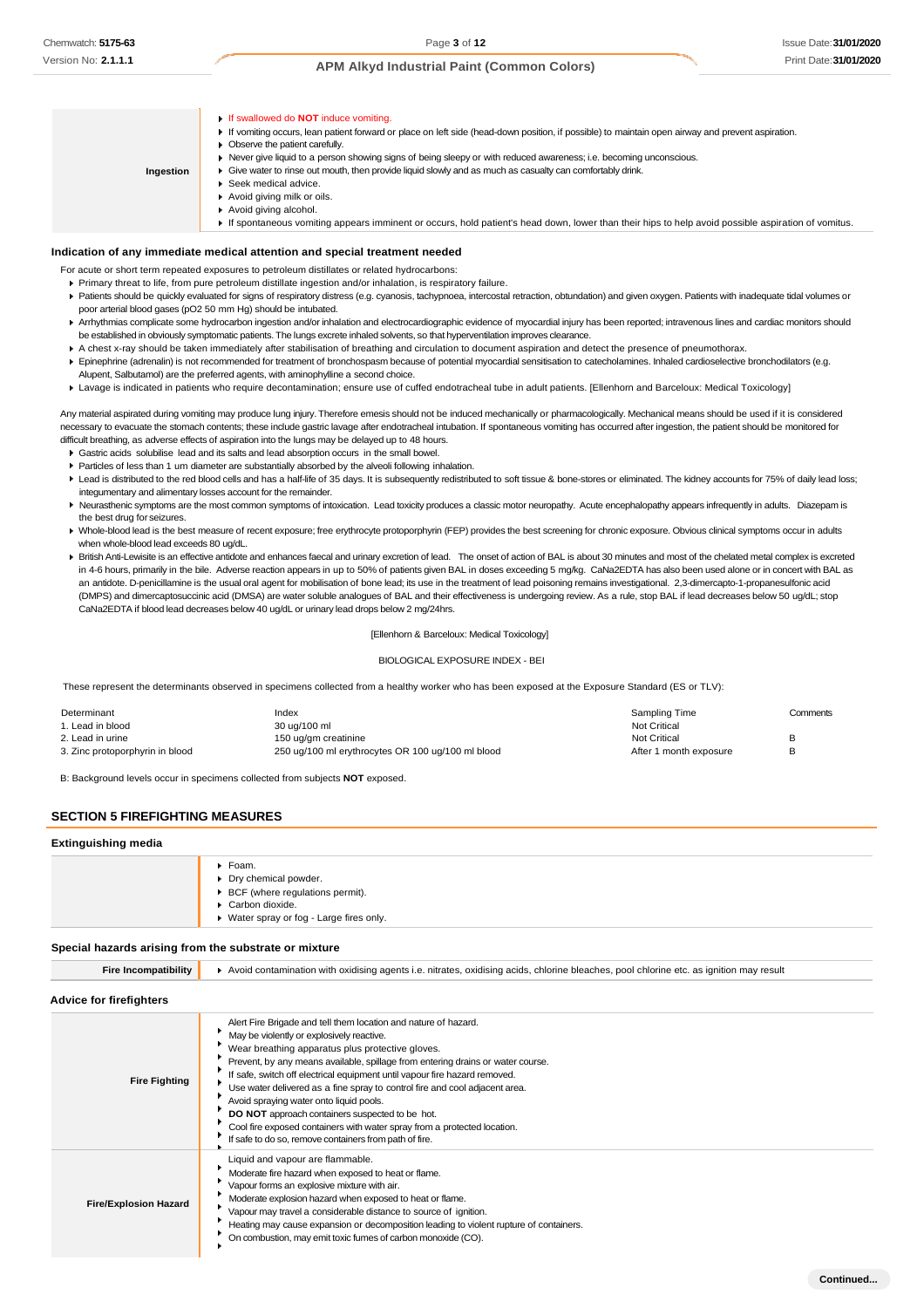| | |
|---|---|
| **Ingestion** | ▸ If swallowed do **NOT** induce vomiting.<br>▸ If vomiting occurs, lean patient forward or place on left side (head-down position, if possible) to maintain open airway and prevent aspiration.<br>▸ Observe the patient carefully.<br>▸ Never give liquid to a person showing signs of being sleepy or with reduced awareness; i.e. becoming unconscious.<br>▸ Give water to rinse out mouth, then provide liquid slowly and as much as casualty can comfortably drink.<br>▸ Seek medical advice.<br>▸ Avoid giving milk or oils.<br>▸ Avoid giving alcohol.<br>▸ If spontaneous vomiting appears imminent or occurs, hold patient's head down, lower than their hips to help avoid possible aspiration of vomitus. |

### Indication of any immediate medical attention and special treatment needed

For acute or short term repeated exposures to petroleum distillates or related hydrocarbons:

- Primary threat to life, from pure petroleum distillate ingestion and/or inhalation, is respiratory failure.
- Patients should be quickly evaluated for signs of respiratory distress (e.g. cyanosis, tachypnoea, intercostal retraction, obtundation) and given oxygen. Patients with inadequate tidal volumes or poor arterial blood gases (pO2 50 mm Hg) should be intubated.
- Arrhythmias complicate some hydrocarbon ingestion and/or inhalation and electrocardiographic evidence of myocardial injury has been reported; intravenous lines and cardiac monitors should be established in obviously symptomatic patients. The lungs excrete inhaled solvents, so that hyperventilation improves clearance.
- A chest x-ray should be taken immediately after stabilisation of breathing and circulation to document aspiration and detect the presence of pneumothorax.
- Epinephrine (adrenalin) is not recommended for treatment of bronchospasm because of potential myocardial sensitisation to catecholamines. Inhaled cardioselective bronchodilators (e.g. Alupent, Salbutamol) are the preferred agents, with aminophylline a second choice.
- Lavage is indicated in patients who require decontamination; ensure use of cuffed endotracheal tube in adult patients. [Ellenhorn and Barceloux: Medical Toxicology]

Any material aspirated during vomiting may produce lung injury. Therefore emesis should not be induced mechanically or pharmacologically. Mechanical means should be used if it is considered necessary to evacuate the stomach contents; these include gastric lavage after endotracheal intubation. If spontaneous vomiting has occurred after ingestion, the patient should be monitored for difficult breathing, as adverse effects of aspiration into the lungs may be delayed up to 48 hours.

- Gastric acids solubilise lead and its salts and lead absorption occurs in the small bowel.
- Particles of less than 1 um diameter are substantially absorbed by the alveoli following inhalation.
- Lead is distributed to the red blood cells and has a half-life of 35 days. It is subsequently redistributed to soft tissue & bone-stores or eliminated. The kidney accounts for 75% of daily lead loss; integumentary and alimentary losses account for the remainder.
- Neurasthenic symptoms are the most common symptoms of intoxication. Lead toxicity produces a classic motor neuropathy. Acute encephalopathy appears infrequently in adults. Diazepam is the best drug for seizures.
- Whole-blood lead is the best measure of recent exposure; free erythrocyte protoporphyrin (FEP) provides the best screening for chronic exposure. Obvious clinical symptoms occur in adults when whole-blood lead exceeds 80 ug/dL.
- British Anti-Lewisite is an effective antidote and enhances faecal and urinary excretion of lead. The onset of action of BAL is about 30 minutes and most of the chelated metal complex is excreted in 4-6 hours, primarily in the bile. Adverse reaction appears in up to 50% of patients given BAL in doses exceeding 5 mg/kg. CaNa2EDTA has also been used alone or in concert with BAL as an antidote. D-penicillamine is the usual oral agent for mobilisation of bone lead; its use in the treatment of lead poisoning remains investigational. 2,3-dimercapto-1-propanesulfonic acid (DMPS) and dimercaptosuccinic acid (DMSA) are water soluble analogues of BAL and their effectiveness is undergoing review. As a rule, stop BAL if lead decreases below 50 ug/dL; stop CaNa2EDTA if blood lead decreases below 40 ug/dL or urinary lead drops below 2 mg/24hrs.

[Ellenhorn & Barceloux: Medical Toxicology]

BIOLOGICAL EXPOSURE INDEX - BEI

These represent the determinants observed in specimens collected from a healthy worker who has been exposed at the Exposure Standard (ES or TLV):

| Determinant | Index | Sampling Time | Comments |
|---|---|---|---|
| 1. Lead in blood | 30 ug/100 ml | Not Critical | |
| 2. Lead in urine | 150 ug/gm creatinine | Not Critical | B |
| 3. Zinc protoporphyrin in blood | 250 ug/100 ml erythrocytes OR 100 ug/100 ml blood | After 1 month exposure | B |

B: Background levels occur in specimens collected from subjects **NOT** exposed.

## SECTION 5 FIREFIGHTING MEASURES

### Extinguishing media

- Foam.
- Dry chemical powder.
- BCF (where regulations permit).
- Carbon dioxide.
- Water spray or fog - Large fires only.

### Special hazards arising from the substrate or mixture

| | |
|---|---|
| **Fire Incompatibility** | ▸ Avoid contamination with oxidising agents i.e. nitrates, oxidising acids, chlorine bleaches, pool chlorine etc. as ignition may result |

### Advice for firefighters

| | |
|---|---|
| **Fire Fighting** | ▸ Alert Fire Brigade and tell them location and nature of hazard.<br>▸ May be violently or explosively reactive.<br>▸ Wear breathing apparatus plus protective gloves.<br>▸ Prevent, by any means available, spillage from entering drains or water course.<br>▸ If safe, switch off electrical equipment until vapour fire hazard removed.<br>▸ Use water delivered as a fine spray to control fire and cool adjacent area.<br>▸ Avoid spraying water onto liquid pools.<br>▸ **DO NOT** approach containers suspected to be hot.<br>▸ Cool fire exposed containers with water spray from a protected location.<br>▸ If safe to do so, remove containers from path of fire. |
| **Fire/Explosion Hazard** | ▸ Liquid and vapour are flammable.<br>▸ Moderate fire hazard when exposed to heat or flame.<br>▸ Vapour forms an explosive mixture with air.<br>▸ Moderate explosion hazard when exposed to heat or flame.<br>▸ Vapour may travel a considerable distance to source of ignition.<br>▸ Heating may cause expansion or decomposition leading to violent rupture of containers.<br>▸ On combustion, may emit toxic fumes of carbon monoxide (CO). |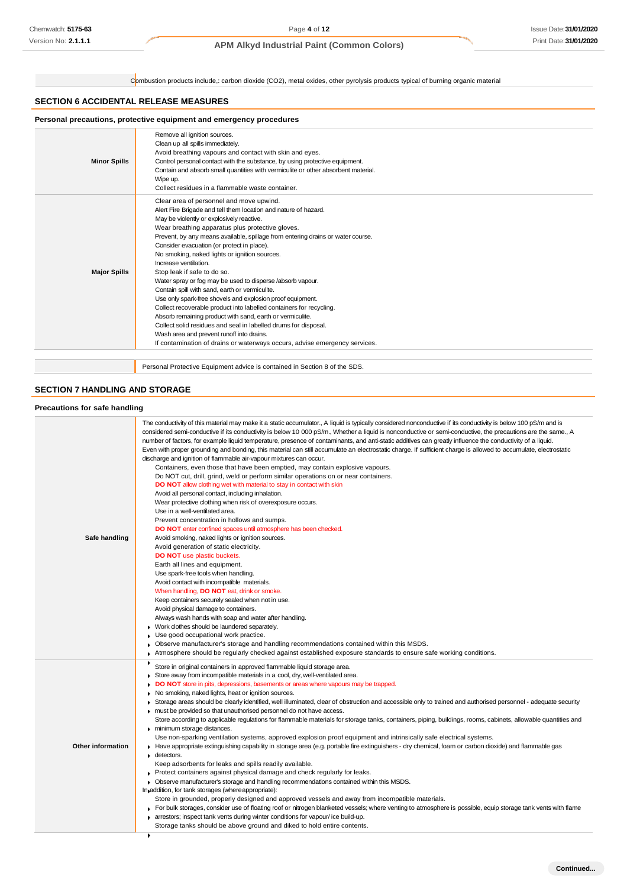| | Combustion products include,: carbon dioxide ($CO_2$), metal oxides, other pyrolysis products typical of burning organic material |
|---|---|

## SECTION 6 ACCIDENTAL RELEASE MEASURES

### Personal precautions, protective equipment and emergency procedures

| | |
|---|---|
| **Minor Spills** | Remove all ignition sources.<br>Clean up all spills immediately.<br>Avoid breathing vapours and contact with skin and eyes.<br>Control personal contact with the substance, by using protective equipment.<br>Contain and absorb small quantities with vermiculite or other absorbent material.<br>Wipe up.<br>Collect residues in a flammable waste container. |
| **Major Spills** | Clear area of personnel and move upwind.<br>Alert Fire Brigade and tell them location and nature of hazard.<br>May be violently or explosively reactive.<br>Wear breathing apparatus plus protective gloves.<br>Prevent, by any means available, spillage from entering drains or water course.<br>Consider evacuation (or protect in place).<br>No smoking, naked lights or ignition sources.<br>Increase ventilation.<br>Stop leak if safe to do so.<br>Water spray or fog may be used to disperse /absorb vapour.<br>Contain spill with sand, earth or vermiculite.<br>Use only spark-free shovels and explosion proof equipment.<br>Collect recoverable product into labelled containers for recycling.<br>Absorb remaining product with sand, earth or vermiculite.<br>Collect solid residues and seal in labelled drums for disposal.<br>Wash area and prevent runoff into drains.<br>If contamination of drains or waterways occurs, advise emergency services. |

| | Personal Protective Equipment advice is contained in Section 8 of the SDS. |
|---|---|

## SECTION 7 HANDLING AND STORAGE

### Precautions for safe handling

| | |
|---|---|
| **Safe handling** | The conductivity of this material may make it a static accumulator., A liquid is typically considered nonconductive if its conductivity is below 100 pS/m and is considered semi-conductive if its conductivity is below 10 000 pS/m., Whether a liquid is nonconductive or semi-conductive, the precautions are the same., A number of factors, for example liquid temperature, presence of contaminants, and anti-static additives can greatly influence the conductivity of a liquid.<br>Even with proper grounding and bonding, this material can still accumulate an electrostatic charge. If sufficient charge is allowed to accumulate, electrostatic discharge and ignition of flammable air-vapour mixtures can occur.<br>Containers, even those that have been emptied, may contain explosive vapours.<br>Do NOT cut, drill, grind, weld or perform similar operations on or near containers.<br>**DO NOT** allow clothing wet with material to stay in contact with skin<br>Avoid all personal contact, including inhalation.<br>Wear protective clothing when risk of overexposure occurs.<br>Use in a well-ventilated area.<br>Prevent concentration in hollows and sumps.<br>**DO NOT** enter confined spaces until atmosphere has been checked.<br>Avoid smoking, naked lights or ignition sources.<br>Avoid generation of static electricity.<br>**DO NOT** use plastic buckets.<br>Earth all lines and equipment.<br>Use spark-free tools when handling.<br>Avoid contact with incompatible materials.<br>When handling, **DO NOT** eat, drink or smoke.<br>Keep containers securely sealed when not in use.<br>Avoid physical damage to containers.<br>Always wash hands with soap and water after handling.<br>▸ Work clothes should be laundered separately.<br>▸ Use good occupational work practice.<br>▸ Observe manufacturer's storage and handling recommendations contained within this MSDS.<br>▸ Atmosphere should be regularly checked against established exposure standards to ensure safe working conditions. |
| **Other information** | Store in original containers in approved flammable liquid storage area.<br>▸ Store away from incompatible materials in a cool, dry, well-ventilated area.<br>▸ **DO NOT** store in pits, depressions, basements or areas where vapours may be trapped.<br>▸ No smoking, naked lights, heat or ignition sources.<br>▸ Storage areas should be clearly identified, well illuminated, clear of obstruction and accessible only to trained and authorised personnel - adequate security must be provided so that unauthorised personnel do not have access.<br>Store according to applicable regulations for flammable materials for storage tanks, containers, piping, buildings, rooms, cabinets, allowable quantities and minimum storage distances.<br>Use non-sparking ventilation systems, approved explosion proof equipment and intrinsically safe electrical systems.<br>▸ Have appropriate extinguishing capability in storage area (e.g. portable fire extinguishers - dry chemical, foam or carbon dioxide) and flammable gas detectors.<br>Keep adsorbents for leaks and spills readily available.<br>▸ Protect containers against physical damage and check regularly for leaks.<br>▸ Observe manufacturer's storage and handling recommendations contained within this MSDS.<br>In addition, for tank storages (where appropriate):<br>Store in grounded, properly designed and approved vessels and away from incompatible materials.<br>▸ For bulk storages, consider use of floating roof or nitrogen blanketed vessels; where venting to atmosphere is possible, equip storage tank vents with flame arrestors; inspect tank vents during winter conditions for vapour/ ice build-up.<br>Storage tanks should be above ground and diked to hold entire contents. |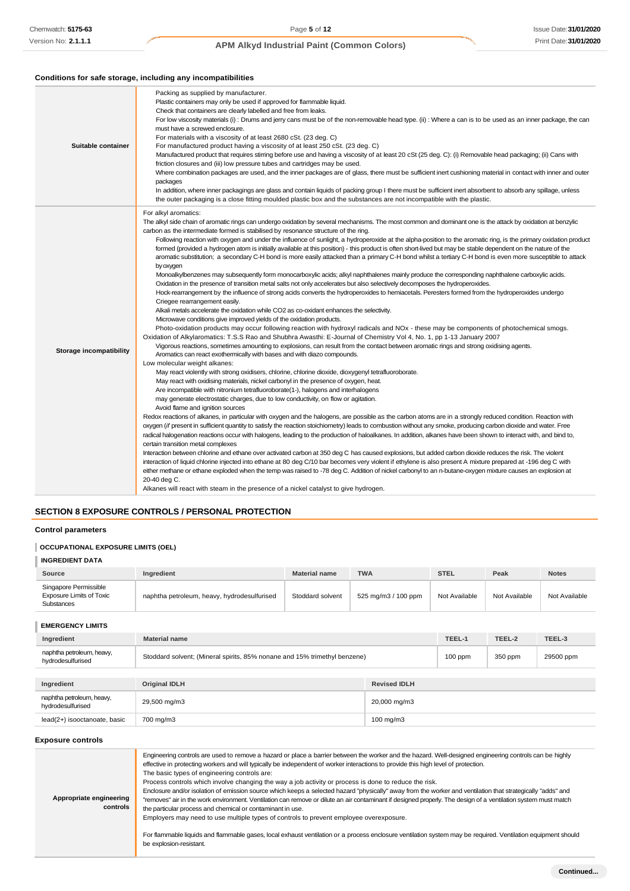### Conditions for safe storage, including any incompatibilities

| | |
|---|---|
| **Suitable container** | Packing as supplied by manufacturer.<br>Plastic containers may only be used if approved for flammable liquid.<br>Check that containers are clearly labelled and free from leaks.<br>For low viscosity materials (i) : Drums and jerry cans must be of the non-removable head type. (ii) : Where a can is to be used as an inner package, the can must have a screwed enclosure.<br>For materials with a viscosity of at least 2680 cSt. (23 deg. C)<br>For manufactured product having a viscosity of at least 250 cSt. (23 deg. C)<br>Manufactured product that requires stirring before use and having a viscosity of at least 20 cSt (25 deg. C): (i) Removable head packaging; (ii) Cans with friction closures and (iii) low pressure tubes and cartridges may be used.<br>Where combination packages are used, and the inner packages are of glass, there must be sufficient inert cushioning material in contact with inner and outer packages<br>In addition, where inner packagings are glass and contain liquids of packing group I there must be sufficient inert absorbent to absorb any spillage, unless the outer packaging is a close fitting moulded plastic box and the substances are not incompatible with the plastic. |
| **Storage incompatibility** | For alkyl aromatics:<br>The alkyl side chain of aromatic rings can undergo oxidation by several mechanisms. The most common and dominant one is the attack by oxidation at benzylic carbon as the intermediate formed is stabilised by resonance structure of the ring.<br>Following reaction with oxygen and under the influence of sunlight, a hydroperoxide at the alpha-position to the aromatic ring, is the primary oxidation product formed (provided a hydrogen atom is initially available at this position) - this product is often short-lived but may be stable dependent on the nature of the aromatic substitution; a secondary C-H bond is more easily attacked than a primary C-H bond whilst a tertiary C-H bond is even more susceptible to attack by oxygen<br>Monoalkylbenzenes may subsequently form monocarboxylic acids; alkyl naphthalenes mainly produce the corresponding naphthalene carboxylic acids.<br>Oxidation in the presence of transition metal salts not only accelerates but also selectively decomposes the hydroperoxides.<br>Hock-rearrangement by the influence of strong acids converts the hydroperoxides to hemiacetals. Peresters formed from the hydroperoxides undergo Criegee rearrangement easily.<br>Alkali metals accelerate the oxidation while CO2 as co-oxidant enhances the selectivity.<br>Microwave conditions give improved yields of the oxidation products.<br>Photo-oxidation products may occur following reaction with hydroxyl radicals and NOx - these may be components of photochemical smogs.<br>Oxidation of Alkylaromatics: T.S.S Rao and Shubhra Awasthi: E-Journal of Chemistry Vol 4, No. 1, pp 1-13 January 2007<br>Vigorous reactions, sometimes amounting to explosions, can result from the contact between aromatic rings and strong oxidising agents.<br>Aromatics can react exothermically with bases and with diazo compounds.<br>Low molecular weight alkanes:<br>May react violently with strong oxidisers, chlorine, chlorine dioxide, dioxygenyl tetrafluoroborate.<br>May react with oxidising materials, nickel carbonyl in the presence of oxygen, heat.<br>Are incompatible with nitronium tetrafluoroborate(1-), halogens and interhalogens<br>may generate electrostatic charges, due to low conductivity, on flow or agitation.<br>Avoid flame and ignition sources<br>Redox reactions of alkanes, in particular with oxygen and the halogens, are possible as the carbon atoms are in a strongly reduced condition. Reaction with oxygen (*if* present in sufficient quantity to satisfy the reaction stoichiometry) leads to combustion without any smoke, producing carbon dioxide and water. Free radical halogenation reactions occur with halogens, leading to the production of haloalkanes. In addition, alkanes have been shown to interact with, and bind to, certain transition metal complexes<br>Interaction between chlorine and ethane over activated carbon at 350 deg C has caused explosions, but added carbon dioxide reduces the risk. The violent interaction of liquid chlorine injected into ethane at 80 deg C/10 bar becomes very violent if ethylene is also present A mixture prepared at -196 deg C with either methane or ethane exploded when the temp was raised to -78 deg C. Addition of nickel carbonyl to an n-butane-oxygen mixture causes an explosion at 20-40 deg C.<br>Alkanes will react with steam in the presence of a nickel catalyst to give hydrogen. |

## SECTION 8 EXPOSURE CONTROLS / PERSONAL PROTECTION

### Control parameters

#### OCCUPATIONAL EXPOSURE LIMITS (OEL)

#### INGREDIENT DATA

| Source | Ingredient | Material name | TWA | STEL | Peak | Notes |
|---|---|---|---|---|---|---|
| Singapore Permissible Exposure Limits of Toxic Substances | naphtha petroleum, heavy, hydrodesulfurised | Stoddard solvent | 525 mg/m3 / 100 ppm | Not Available | Not Available | Not Available |

#### EMERGENCY LIMITS

| Ingredient | Material name | TEEL-1 | TEEL-2 | TEEL-3 |
|---|---|---|---|---|
| naphtha petroleum, heavy, hydrodesulfurised | Stoddard solvent; (Mineral spirits, 85% nonane and 15% trimethyl benzene) | 100 ppm | 350 ppm | 29500 ppm |

| Ingredient | Original IDLH | Revised IDLH |
|---|---|---|
| naphtha petroleum, heavy, hydrodesulfurised | 29,500 mg/m3 | 20,000 mg/m3 |
| lead(2+) isooctanoate, basic | 700 mg/m3 | 100 mg/m3 |

### Exposure controls

| | |
|---|---|
| **Appropriate engineering controls** | Engineering controls are used to remove a hazard or place a barrier between the worker and the hazard. Well-designed engineering controls can be highly effective in protecting workers and will typically be independent of worker interactions to provide this high level of protection.<br>The basic types of engineering controls are:<br>Process controls which involve changing the way a job activity or process is done to reduce the risk.<br>Enclosure and/or isolation of emission source which keeps a selected hazard "physically" away from the worker and ventilation that strategically "adds" and "removes" air in the work environment. Ventilation can remove or dilute an air contaminant if designed properly. The design of a ventilation system must match the particular process and chemical or contaminant in use.<br>Employers may need to use multiple types of controls to prevent employee overexposure.<br><br>For flammable liquids and flammable gases, local exhaust ventilation or a process enclosure ventilation system may be required. Ventilation equipment should be explosion-resistant. |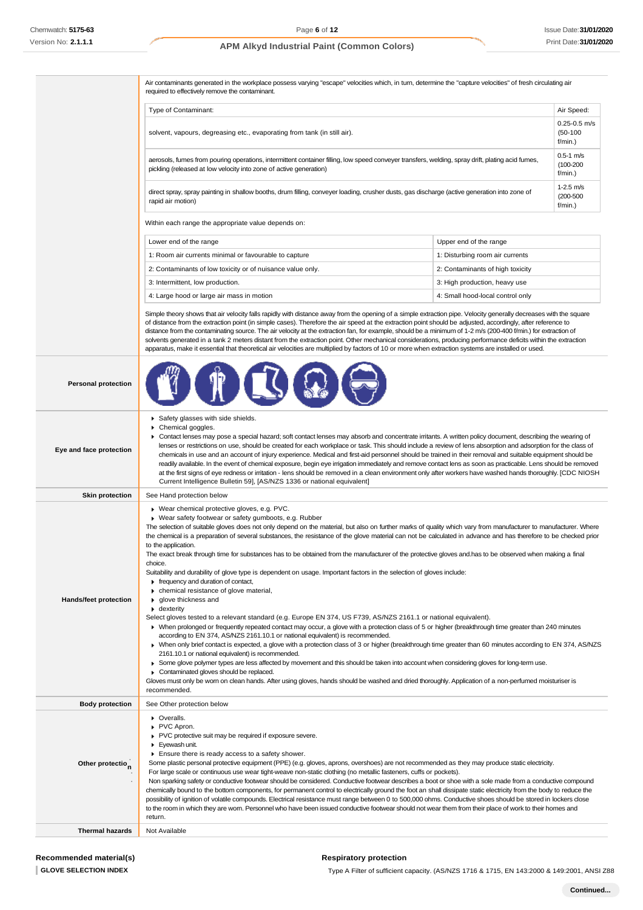| | |
|---|---|
| | Air contaminants generated in the workplace possess varying "escape" velocities which, in turn, determine the "capture velocities" of fresh circulating air required to effectively remove the contaminant. |

| Type of Contaminant: | Air Speed: |
|---|---|
| solvent, vapours, degreasing etc., evaporating from tank (in still air). | 0.25-0.5 m/s (50-100 f/min.) |
| aerosols, fumes from pouring operations, intermittent container filling, low speed conveyer transfers, welding, spray drift, plating acid fumes, pickling (released at low velocity into zone of active generation) | 0.5-1 m/s (100-200 f/min.) |
| direct spray, spray painting in shallow booths, drum filling, conveyer loading, crusher dusts, gas discharge (active generation into zone of rapid air motion) | 1-2.5 m/s (200-500 f/min.) |

Within each range the appropriate value depends on:

| Lower end of the range | Upper end of the range |
|---|---|
| 1: Room air currents minimal or favourable to capture | 1: Disturbing room air currents |
| 2: Contaminants of low toxicity or of nuisance value only. | 2: Contaminants of high toxicity |
| 3: Intermittent, low production. | 3: High production, heavy use |
| 4: Large hood or large air mass in motion | 4: Small hood-local control only |

Simple theory shows that air velocity falls rapidly with distance away from the opening of a simple extraction pipe. Velocity generally decreases with the square of distance from the extraction point (in simple cases). Therefore the air speed at the extraction point should be adjusted, accordingly, after reference to distance from the contaminating source. The air velocity at the extraction fan, for example, should be a minimum of 1-2 m/s (200-400 f/min.) for extraction of solvents generated in a tank 2 meters distant from the extraction point. Other mechanical considerations, producing performance deficits within the extraction apparatus, make it essential that theoretical air velocities are multiplied by factors of 10 or more when extraction systems are installed or used.

| | |
|---|---|
| **Personal protection** | |
| **Eye and face protection** | ▸ Safety glasses with side shields.<br>▸ Chemical goggles.<br>▸ Contact lenses may pose a special hazard; soft contact lenses may absorb and concentrate irritants. A written policy document, describing the wearing of lenses or restrictions on use, should be created for each workplace or task. This should include a review of lens absorption and adsorption for the class of chemicals in use and an account of injury experience. Medical and first-aid personnel should be trained in their removal and suitable equipment should be readily available. In the event of chemical exposure, begin eye irrigation immediately and remove contact lens as soon as practicable. Lens should be removed at the first signs of eye redness or irritation - lens should be removed in a clean environment only after workers have washed hands thoroughly. [CDC NIOSH Current Intelligence Bulletin 59], [AS/NZS 1336 or national equivalent] |
| **Skin protection** | See Hand protection below |
| **Hands/feet protection** | ▸ Wear chemical protective gloves, e.g. PVC.<br>▸ Wear safety footwear or safety gumboots, e.g. Rubber<br>The selection of suitable gloves does not only depend on the material, but also on further marks of quality which vary from manufacturer to manufacturer. Where the chemical is a preparation of several substances, the resistance of the glove material can not be calculated in advance and has therefore to be checked prior to the application.<br>The exact break through time for substances has to be obtained from the manufacturer of the protective gloves and.has to be observed when making a final choice.<br>Suitability and durability of glove type is dependent on usage. Important factors in the selection of gloves include:<br>▸ frequency and duration of contact,<br>▸ chemical resistance of glove material,<br>▸ glove thickness and<br>▸ dexterity<br>Select gloves tested to a relevant standard (e.g. Europe EN 374, US F739, AS/NZS 2161.1 or national equivalent).<br>▸ When prolonged or frequently repeated contact may occur, a glove with a protection class of 5 or higher (breakthrough time greater than 240 minutes according to EN 374, AS/NZS 2161.10.1 or national equivalent) is recommended.<br>▸ When only brief contact is expected, a glove with a protection class of 3 or higher (breakthrough time greater than 60 minutes according to EN 374, AS/NZS 2161.10.1 or national equivalent) is recommended.<br>▸ Some glove polymer types are less affected by movement and this should be taken into account when considering gloves for long-term use.<br>▸ Contaminated gloves should be replaced.<br>Gloves must only be worn on clean hands. After using gloves, hands should be washed and dried thoroughly. Application of a non-perfumed moisturiser is recommended. |
| **Body protection** | See Other protection below |
| **Other protection** | ▸ Overalls.<br>▸ PVC Apron.<br>▸ PVC protective suit may be required if exposure severe.<br>▸ Eyewash unit.<br>▸ Ensure there is ready access to a safety shower.<br>Some plastic personal protective equipment (PPE) (e.g. gloves, aprons, overshoes) are not recommended as they may produce static electricity.<br>For large scale or continuous use wear tight-weave non-static clothing (no metallic fasteners, cuffs or pockets).<br>Non sparking safety or conductive footwear should be considered. Conductive footwear describes a boot or shoe with a sole made from a conductive compound chemically bound to the bottom components, for permanent control to electrically ground the foot an shall dissipate static electricity from the body to reduce the possibility of ignition of volatile compounds. Electrical resistance must range between 0 to 500,000 ohms. Conductive shoes should be stored in lockers close to the room in which they are worn. Personnel who have been issued conductive footwear should not wear them from their place of work to their homes and return. |
| **Thermal hazards** | Not Available |

**Recommended material(s)**

**GLOVE SELECTION INDEX**

**Respiratory protection**

Type A Filter of sufficient capacity. (AS/NZS 1716 & 1715, EN 143:2000 & 149:2001, ANSI Z88

**Continued...**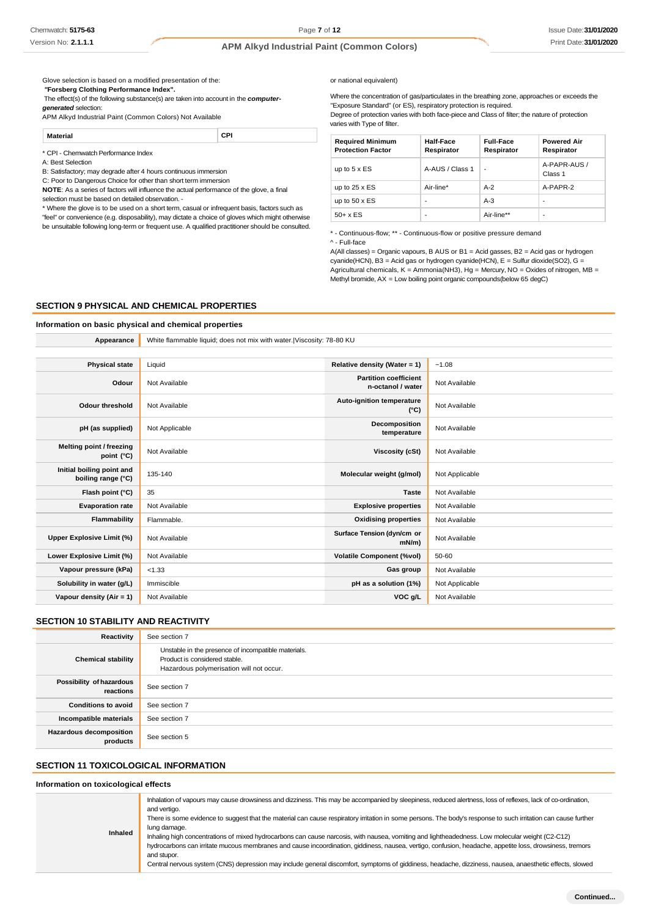Glove selection is based on a modified presentation of the:

*"Forsberg Clothing Performance Index".*

The effect(s) of the following substance(s) are taken into account in the ***computer-generated*** selection:

APM Alkyd Industrial Paint (Common Colors) Not Available

| Material | CPI |
|---|---|

\* CPI - Chemwatch Performance Index

A: Best Selection

B: Satisfactory; may degrade after 4 hours continuous immersion

C: Poor to Dangerous Choice for other than short term immersion

**NOTE**: As a series of factors will influence the actual performance of the glove, a final selection must be based on detailed observation. -

\* Where the glove is to be used on a short term, casual or infrequent basis, factors such as "feel" or convenience (e.g. disposability), may dictate a choice of gloves which might otherwise be unsuitable following long-term or frequent use. A qualified practitioner should be consulted.

or national equivalent)

Where the concentration of gas/particulates in the breathing zone, approaches or exceeds the "Exposure Standard" (or ES), respiratory protection is required.

Degree of protection varies with both face-piece and Class of filter; the nature of protection varies with Type of filter.

| Required Minimum Protection Factor | Half-Face Respirator | Full-Face Respirator | Powered Air Respirator |
|---|---|---|---|
| up to 5 x ES | A-AUS / Class 1 | - | A-PAPR-AUS / Class 1 |
| up to 25 x ES | Air-line* | A-2 | A-PAPR-2 |
| up to 50 x ES | - | A-3 | - |
| 50+ x ES | - | Air-line** | - |

\* - Continuous-flow; \*\* - Continuous-flow or positive pressure demand

^ - Full-face

A(All classes) = Organic vapours, B AUS or B1 = Acid gasses, B2 = Acid gas or hydrogen cyanide(HCN), B3 = Acid gas or hydrogen cyanide(HCN), E = Sulfur dioxide($SO_2$), G = Agricultural chemicals, K = Ammonia($NH_3$), Hg = Mercury, NO = Oxides of nitrogen, MB = Methyl bromide, AX = Low boiling point organic compounds(below 65 degC)

## SECTION 9 PHYSICAL AND CHEMICAL PROPERTIES

### Information on basic physical and chemical properties

| Appearance | White flammable liquid; does not mix with water.\|Viscosity: 78-80 KU |
|---|---|

| Property | Value | Property | Value |
|---|---|---|---|
| Physical state | Liquid | Relative density (Water = 1) | ~1.08 |
| Odour | Not Available | Partition coefficient n-octanol / water | Not Available |
| Odour threshold | Not Available | Auto-ignition temperature (°C) | Not Available |
| pH (as supplied) | Not Applicable | Decomposition temperature | Not Available |
| Melting point / freezing point (°C) | Not Available | Viscosity (cSt) | Not Available |
| Initial boiling point and boiling range (°C) | 135-140 | Molecular weight (g/mol) | Not Applicable |
| Flash point (°C) | 35 | Taste | Not Available |
| Evaporation rate | Not Available | Explosive properties | Not Available |
| Flammability | Flammable. | Oxidising properties | Not Available |
| Upper Explosive Limit (%) | Not Available | Surface Tension (dyn/cm or mN/m) | Not Available |
| Lower Explosive Limit (%) | Not Available | Volatile Component (%vol) | 50-60 |
| Vapour pressure (kPa) | <1.33 | Gas group | Not Available |
| Solubility in water (g/L) | Immiscible | pH as a solution (1%) | Not Applicable |
| Vapour density (Air = 1) | Not Available | VOC g/L | Not Available |

## SECTION 10 STABILITY AND REACTIVITY

| Property | Details |
|---|---|
| Reactivity | See section 7 |
| Chemical stability | Unstable in the presence of incompatible materials.<br>Product is considered stable.<br>Hazardous polymerisation will not occur. |
| Possibility of hazardous reactions | See section 7 |
| Conditions to avoid | See section 7 |
| Incompatible materials | See section 7 |
| Hazardous decomposition products | See section 5 |

## SECTION 11 TOXICOLOGICAL INFORMATION

### Information on toxicological effects

| Route | Effects |
|---|---|
| Inhaled | Inhalation of vapours may cause drowsiness and dizziness. This may be accompanied by sleepiness, reduced alertness, loss of reflexes, lack of co-ordination, and vertigo.<br>There is some evidence to suggest that the material can cause respiratory irritation in some persons. The body's response to such irritation can cause further lung damage.<br>Inhaling high concentrations of mixed hydrocarbons can cause narcosis, with nausea, vomiting and lightheadedness. Low molecular weight (C2-C12) hydrocarbons can irritate mucous membranes and cause incoordination, giddiness, nausea, vertigo, confusion, headache, appetite loss, drowsiness, tremors and stupor.<br>Central nervous system (CNS) depression may include general discomfort, symptoms of giddiness, headache, dizziness, nausea, anaesthetic effects, slowed |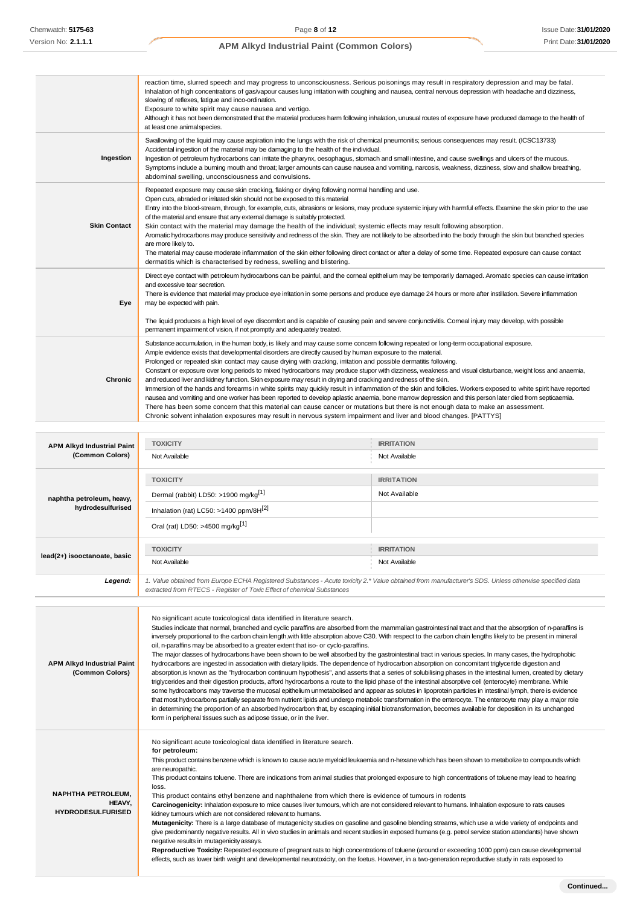| | |
|---|---|
| | reaction time, slurred speech and may progress to unconsciousness. Serious poisonings may result in respiratory depression and may be fatal. Inhalation of high concentrations of gas/vapour causes lung irritation with coughing and nausea, central nervous depression with headache and dizziness, slowing of reflexes, fatigue and inco-ordination.<br>Exposure to white spirit may cause nausea and vertigo.<br>Although it has not been demonstrated that the material produces harm following inhalation, unusual routes of exposure have produced damage to the health of at least one animal species. |
| **Ingestion** | Swallowing of the liquid may cause aspiration into the lungs with the risk of chemical pneumonitis; serious consequences may result. (ICSC13733)<br>Accidental ingestion of the material may be damaging to the health of the individual.<br>Ingestion of petroleum hydrocarbons can irritate the pharynx, oesophagus, stomach and small intestine, and cause swellings and ulcers of the mucous. Symptoms include a burning mouth and throat; larger amounts can cause nausea and vomiting, narcosis, weakness, dizziness, slow and shallow breathing, abdominal swelling, unconsciousness and convulsions. |
| **Skin Contact** | Repeated exposure may cause skin cracking, flaking or drying following normal handling and use.<br>Open cuts, abraded or irritated skin should not be exposed to this material<br>Entry into the blood-stream, through, for example, cuts, abrasions or lesions, may produce systemic injury with harmful effects. Examine the skin prior to the use of the material and ensure that any external damage is suitably protected.<br>Skin contact with the material may damage the health of the individual; systemic effects may result following absorption.<br>Aromatic hydrocarbons may produce sensitivity and redness of the skin. They are not likely to be absorbed into the body through the skin but branched species are more likely to.<br>The material may cause moderate inflammation of the skin either following direct contact or after a delay of some time. Repeated exposure can cause contact dermatitis which is characterised by redness, swelling and blistering. |
| **Eye** | Direct eye contact with petroleum hydrocarbons can be painful, and the corneal epithelium may be temporarily damaged. Aromatic species can cause irritation and excessive tear secretion.<br>There is evidence that material may produce eye irritation in some persons and produce eye damage 24 hours or more after instillation. Severe inflammation may be expected with pain.<br><br>The liquid produces a high level of eye discomfort and is capable of causing pain and severe conjunctivitis. Corneal injury may develop, with possible permanent impairment of vision, if not promptly and adequately treated. |
| **Chronic** | Substance accumulation, in the human body, is likely and may cause some concern following repeated or long-term occupational exposure.<br>Ample evidence exists that developmental disorders are directly caused by human exposure to the material.<br>Prolonged or repeated skin contact may cause drying with cracking, irritation and possible dermatitis following.<br>Constant or exposure over long periods to mixed hydrocarbons may produce stupor with dizziness, weakness and visual disturbance, weight loss and anaemia, and reduced liver and kidney function. Skin exposure may result in drying and cracking and redness of the skin.<br>Immersion of the hands and forearms in white spirits may quickly result in inflammation of the skin and follicles. Workers exposed to white spirit have reported nausea and vomiting and one worker has been reported to develop aplastic anaemia, bone marrow depression and this person later died from septicaemia.<br>There has been some concern that this material can cause cancer or mutations but there is not enough data to make an assessment.<br>Chronic solvent inhalation exposures may result in nervous system impairment and liver and blood changes. [PATTYS] |

| | | |
|---|---|---|
| **APM Alkyd Industrial Paint (Common Colors)** | **TOXICITY** | **IRRITATION** |
| | Not Available | Not Available |
| **naphtha petroleum, heavy, hydrodesulfurised** | **TOXICITY** | **IRRITATION** |
| | Dermal (rabbit) LD50: >1900 mg/kg[1] | Not Available |
| | Inhalation (rat) LC50: >1400 ppm/8H[2] | |
| | Oral (rat) LD50: >4500 mg/kg[1] | |
| **lead(2+) isooctanoate, basic** | **TOXICITY** | **IRRITATION** |
| | Not Available | Not Available |
| ***Legend:*** | *1. Value obtained from Europe ECHA Registered Substances - Acute toxicity 2.\* Value obtained from manufacturer's SDS. Unless otherwise specified data extracted from RTECS - Register of Toxic Effect of chemical Substances* | |

| | |
|---|---|
| **APM Alkyd Industrial Paint (Common Colors)** | No significant acute toxicological data identified in literature search.<br>Studies indicate that normal, branched and cyclic paraffins are absorbed from the mammalian gastrointestinal tract and that the absorption of n-paraffins is inversely proportional to the carbon chain length,with little absorption above C30. With respect to the carbon chain lengths likely to be present in mineral oil, n-paraffins may be absorbed to a greater extent that iso- or cyclo-paraffins.<br>The major classes of hydrocarbons have been shown to be well absorbed by the gastrointestinal tract in various species. In many cases, the hydrophobic hydrocarbons are ingested in association with dietary lipids. The dependence of hydrocarbon absorption on concomitant triglyceride digestion and absorption,is known as the "hydrocarbon continuum hypothesis", and asserts that a series of solubilising phases in the intestinal lumen, created by dietary triglycerides and their digestion products, afford hydrocarbons a route to the lipid phase of the intestinal absorptive cell (enterocyte) membrane. While some hydrocarbons may traverse the mucosal epithelium unmetabolised and appear as solutes in lipoprotein particles in intestinal lymph, there is evidence that most hydrocarbons partially separate from nutrient lipids and undergo metabolic transformation in the enterocyte. The enterocyte may play a major role in determining the proportion of an absorbed hydrocarbon that, by escaping initial biotransformation, becomes available for deposition in its unchanged form in peripheral tissues such as adipose tissue, or in the liver. |
| **NAPHTHA PETROLEUM, HEAVY, HYDRODESULFURISED** | No significant acute toxicological data identified in literature search.<br>**for petroleum:**<br>This product contains benzene which is known to cause acute myeloid leukaemia and n-hexane which has been shown to metabolize to compounds which are neuropathic.<br>This product contains toluene. There are indications from animal studies that prolonged exposure to high concentrations of toluene may lead to hearing loss.<br>This product contains ethyl benzene and naphthalene from which there is evidence of tumours in rodents<br>**Carcinogenicity:** Inhalation exposure to mice causes liver tumours, which are not considered relevant to humans. Inhalation exposure to rats causes kidney tumours which are not considered relevant to humans.<br>**Mutagenicity:** There is a large database of mutagenicity studies on gasoline and gasoline blending streams, which use a wide variety of endpoints and give predominantly negative results. All in vivo studies in animals and recent studies in exposed humans (e.g. petrol service station attendants) have shown negative results in mutagenicity assays.<br>**Reproductive Toxicity:** Repeated exposure of pregnant rats to high concentrations of toluene (around or exceeding 1000 ppm) can cause developmental effects, such as lower birth weight and developmental neurotoxicity, on the foetus. However, in a two-generation reproductive study in rats exposed to |

**Continued...**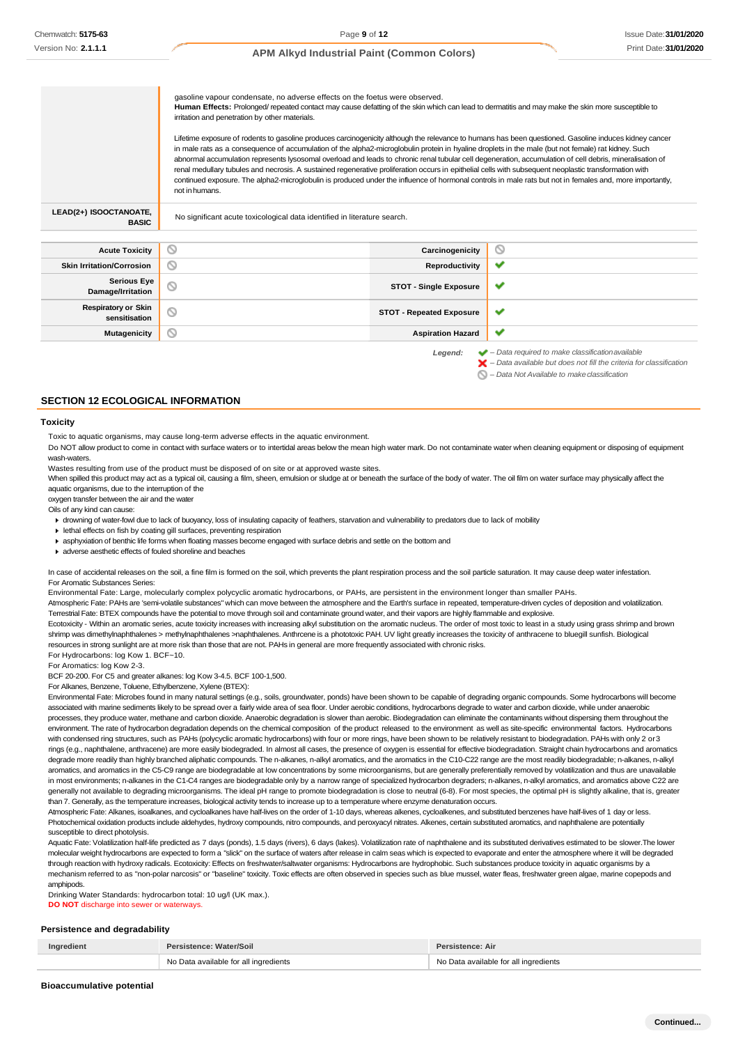| | |
|---|---|
| | gasoline vapour condensate, no adverse effects on the foetus were observed.<br>**Human Effects:** Prolonged/ repeated contact may cause defatting of the skin which can lead to dermatitis and may make the skin more susceptible to irritation and penetration by other materials.<br><br>Lifetime exposure of rodents to gasoline produces carcinogenicity although the relevance to humans has been questioned. Gasoline induces kidney cancer in male rats as a consequence of accumulation of the alpha2-microglobulin protein in hyaline droplets in the male (but not female) rat kidney. Such abnormal accumulation represents lysosomal overload and leads to chronic renal tubular cell degeneration, accumulation of cell debris, mineralisation of renal medullary tubules and necrosis. A sustained regenerative proliferation occurs in epithelial cells with subsequent neoplastic transformation with continued exposure. The alpha2-microglobulin is produced under the influence of hormonal controls in male rats but not in females and, more importantly, not in humans. |
| **LEAD(2+) ISOOCTANOATE, BASIC** | No significant acute toxicological data identified in literature search. |

| | | | |
|---|---|---|---|
| **Acute Toxicity** | ⃠ | **Carcinogenicity** | ⃠ |
| **Skin Irritation/Corrosion** | ⃠ | **Reproductivity** | ✔ |
| **Serious Eye Damage/Irritation** | ⃠ | **STOT - Single Exposure** | ✔ |
| **Respiratory or Skin sensitisation** | ⃠ | **STOT - Repeated Exposure** | ✔ |
| **Mutagenicity** | ⃠ | **Aspiration Hazard** | ✔ |

*Legend:*
- ✔ *– Data required to make classification available*
- ✘ *– Data available but does not fill the criteria for classification*
- ⃠ *– Data Not Available to make classification*

## SECTION 12 ECOLOGICAL INFORMATION

### Toxicity

Toxic to aquatic organisms, may cause long-term adverse effects in the aquatic environment.

Do NOT allow product to come in contact with surface waters or to intertidal areas below the mean high water mark. Do not contaminate water when cleaning equipment or disposing of equipment wash-waters.

Wastes resulting from use of the product must be disposed of on site or at approved waste sites.

When spilled this product may act as a typical oil, causing a film, sheen, emulsion or sludge at or beneath the surface of the body of water. The oil film on water surface may physically affect the aquatic organisms, due to the interruption of the oxygen transfer between the air and the water

Oils of any kind can cause:

- drowning of water-fowl due to lack of buoyancy, loss of insulating capacity of feathers, starvation and vulnerability to predators due to lack of mobility
- lethal effects on fish by coating gill surfaces, preventing respiration
- asphyxiation of benthic life forms when floating masses become engaged with surface debris and settle on the bottom and
- adverse aesthetic effects of fouled shoreline and beaches

In case of accidental releases on the soil, a fine film is formed on the soil, which prevents the plant respiration process and the soil particle saturation. It may cause deep water infestation.

For Aromatic Substances Series:

Environmental Fate: Large, molecularly complex polycyclic aromatic hydrocarbons, or PAHs, are persistent in the environment longer than smaller PAHs.

Atmospheric Fate: PAHs are 'semi-volatile substances" which can move between the atmosphere and the Earth's surface in repeated, temperature-driven cycles of deposition and volatilization.

Terrestrial Fate: BTEX compounds have the potential to move through soil and contaminate ground water, and their vapors are highly flammable and explosive.

Ecotoxicity - Within an aromatic series, acute toxicity increases with increasing alkyl substitution on the aromatic nucleus. The order of most toxic to least in a study using grass shrimp and brown shrimp was dimethylnaphthalenes > methylnaphthalenes >naphthalenes. Anthrcene is a phototoxic PAH. UV light greatly increases the toxicity of anthracene to bluegill sunfish. Biological resources in strong sunlight are at more risk than those that are not. PAHs in general are more frequently associated with chronic risks.

For Hydrocarbons: log Kow 1. BCF~10.

For Aromatics: log Kow 2-3.

BCF 20-200. For C5 and greater alkanes: log Kow 3-4.5. BCF 100-1,500.

For Alkanes, Benzene, Toluene, Ethylbenzene, Xylene (BTEX):

Environmental Fate: Microbes found in many natural settings (e.g., soils, groundwater, ponds) have been shown to be capable of degrading organic compounds. Some hydrocarbons will become associated with marine sediments likely to be spread over a fairly wide area of sea floor. Under aerobic conditions, hydrocarbons degrade to water and carbon dioxide, while under anaerobic processes, they produce water, methane and carbon dioxide. Anaerobic degradation is slower than aerobic. Biodegradation can eliminate the contaminants without dispersing them throughout the environment. The rate of hydrocarbon degradation depends on the chemical composition of the product released to the environment as well as site-specific environmental factors. Hydrocarbons with condensed ring structures, such as PAHs (polycyclic aromatic hydrocarbons) with four or more rings, have been shown to be relatively resistant to biodegradation. PAHs with only 2 or 3 rings (e.g., naphthalene, anthracene) are more easily biodegraded. In almost all cases, the presence of oxygen is essential for effective biodegradation. Straight chain hydrocarbons and aromatics degrade more readily than highly branched aliphatic compounds. The n-alkanes, n-alkyl aromatics, and the aromatics in the C10-C22 range are the most readily biodegradable; n-alkanes, n-alkyl aromatics, and aromatics in the C5-C9 range are biodegradable at low concentrations by some microorganisms, but are generally preferentially removed by volatilization and thus are unavailable in most environments; n-alkanes in the C1-C4 ranges are biodegradable only by a narrow range of specialized hydrocarbon degraders; n-alkanes, n-alkyl aromatics, and aromatics above C22 are generally not available to degrading microorganisms. The ideal pH range to promote biodegradation is close to neutral (6-8). For most species, the optimal pH is slightly alkaline, that is, greater than 7. Generally, as the temperature increases, biological activity tends to increase up to a temperature where enzyme denaturation occurs.

Atmospheric Fate: Alkanes, isoalkanes, and cycloalkanes have half-lives on the order of 1-10 days, whereas alkenes, cycloalkenes, and substituted benzenes have half-lives of 1 day or less. Photochemical oxidation products include aldehydes, hydroxy compounds, nitro compounds, and peroxyacyl nitrates. Alkenes, certain substituted aromatics, and naphthalene are potentially susceptible to direct photolysis.

Aquatic Fate: Volatilization half-life predicted as 7 days (ponds), 1.5 days (rivers), 6 days (lakes). Volatilization rate of naphthalene and its substituted derivatives estimated to be slower.The lower molecular weight hydrocarbons are expected to form a "slick" on the surface of waters after release in calm seas which is expected to evaporate and enter the atmosphere where it will be degraded through reaction with hydroxy radicals. Ecotoxicity: Effects on freshwater/saltwater organisms: Hydrocarbons are hydrophobic. Such substances produce toxicity in aquatic organisms by a mechanism referred to as "non-polar narcosis" or "baseline" toxicity. Toxic effects are often observed in species such as blue mussel, water fleas, freshwater green algae, marine copepods and amphipods.

Drinking Water Standards: hydrocarbon total: 10 ug/l (UK max.).

**DO NOT** discharge into sewer or waterways.

### Persistence and degradability

| Ingredient | Persistence: Water/Soil | Persistence: Air |
|---|---|---|
| | No Data available for all ingredients | No Data available for all ingredients |

### Bioaccumulative potential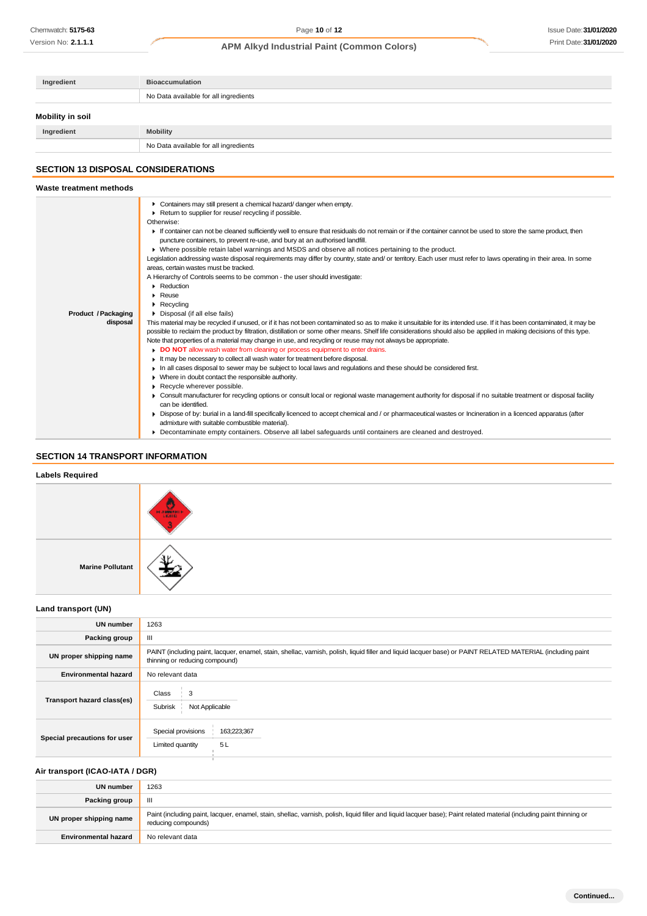| Ingredient | Bioaccumulation |
| --- | --- |
| | No Data available for all ingredients |

### Mobility in soil

| Ingredient | Mobility |
| --- | --- |
| | No Data available for all ingredients |

## SECTION 13 DISPOSAL CONSIDERATIONS

### Waste treatment methods

**Product / Packaging disposal**

- Containers may still present a chemical hazard/ danger when empty.
- Return to supplier for reuse/ recycling if possible.

Otherwise:

- If container can not be cleaned sufficiently well to ensure that residuals do not remain or if the container cannot be used to store the same product, then puncture containers, to prevent re-use, and bury at an authorised landfill.
- Where possible retain label warnings and MSDS and observe all notices pertaining to the product.

Legislation addressing waste disposal requirements may differ by country, state and/ or territory. Each user must refer to laws operating in their area. In some areas, certain wastes must be tracked.

A Hierarchy of Controls seems to be common - the user should investigate:

- Reduction
- Reuse
- Recycling
- Disposal (if all else fails)

This material may be recycled if unused, or if it has not been contaminated so as to make it unsuitable for its intended use. If it has been contaminated, it may be possible to reclaim the product by filtration, distillation or some other means. Shelf life considerations should also be applied in making decisions of this type.
Note that properties of a material may change in use, and recycling or reuse may not always be appropriate.

- **DO NOT** allow wash water from cleaning or process equipment to enter drains.
- It may be necessary to collect all wash water for treatment before disposal.
- In all cases disposal to sewer may be subject to local laws and regulations and these should be considered first.
- Where in doubt contact the responsible authority.
- Recycle wherever possible.
- Consult manufacturer for recycling options or consult local or regional waste management authority for disposal if no suitable treatment or disposal facility can be identified.
- Dispose of by: burial in a land-fill specifically licenced to accept chemical and / or pharmaceutical wastes or Incineration in a licenced apparatus (after admixture with suitable combustible material).
- Decontaminate empty containers. Observe all label safeguards until containers are cleaned and destroyed.

## SECTION 14 TRANSPORT INFORMATION

### Labels Required

| | |
| --- | --- |
| | FLAMMABLE LIQUID 3 |
| Marine Pollutant | |

### Land transport (UN)

| | |
| --- | --- |
| UN number | 1263 |
| Packing group | III |
| UN proper shipping name | PAINT (including paint, lacquer, enamel, stain, shellac, varnish, polish, liquid filler and liquid lacquer base) or PAINT RELATED MATERIAL (including paint thinning or reducing compound) |
| Environmental hazard | No relevant data |
| Transport hazard class(es) | Class: 3; Subrisk: Not Applicable |
| Special precautions for user | Special provisions: 163;223;367; Limited quantity: 5 L |

### Air transport (ICAO-IATA / DGR)

| | |
| --- | --- |
| UN number | 1263 |
| Packing group | III |
| UN proper shipping name | Paint (including paint, lacquer, enamel, stain, shellac, varnish, polish, liquid filler and liquid lacquer base); Paint related material (including paint thinning or reducing compounds) |
| Environmental hazard | No relevant data |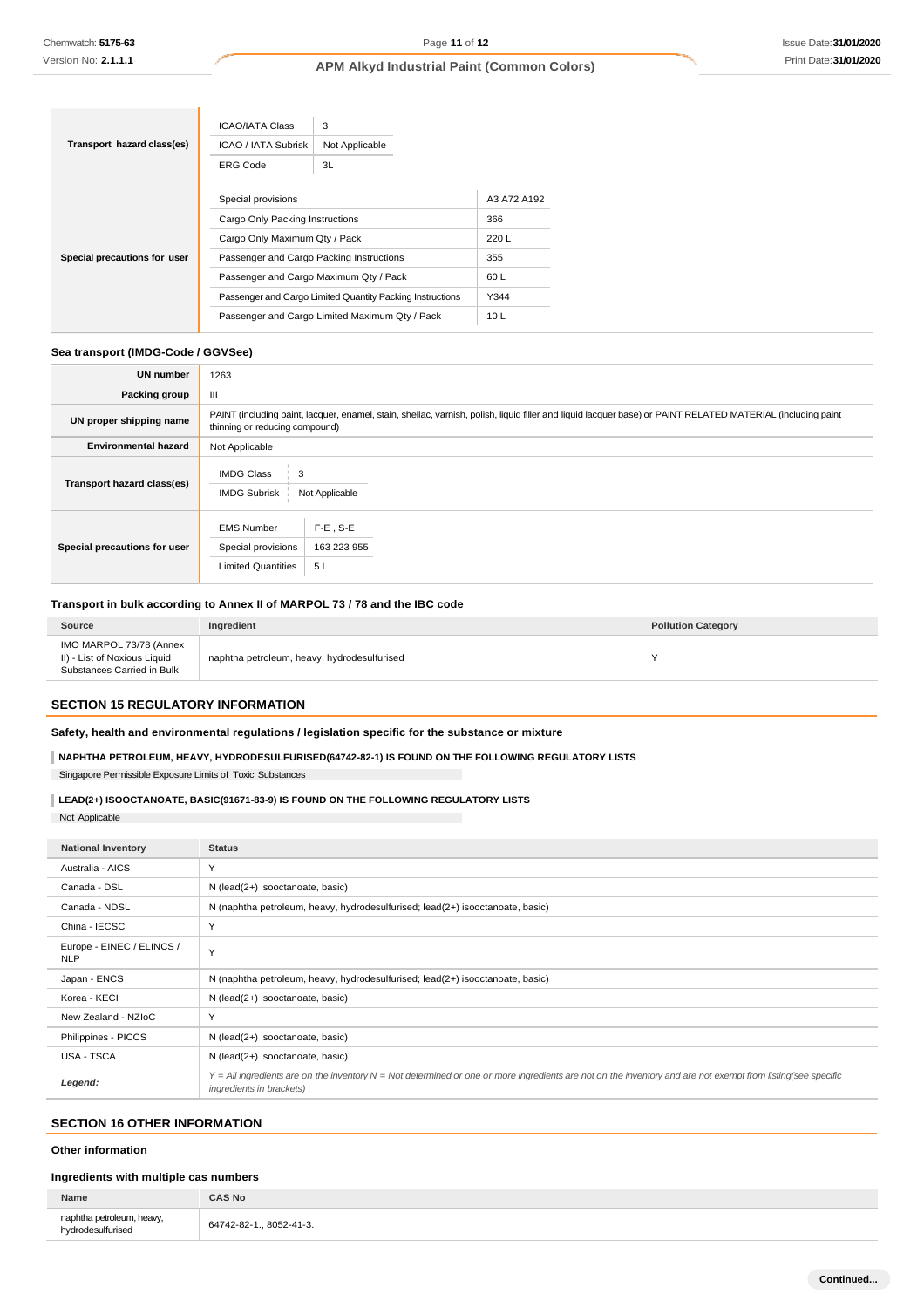| | | |
|---|---|---|
| **Transport hazard class(es)** | ICAO/IATA Class | 3 |
| | ICAO / IATA Subrisk | Not Applicable |
| | ERG Code | 3L |
| **Special precautions for user** | Special provisions | A3 A72 A192 |
| | Cargo Only Packing Instructions | 366 |
| | Cargo Only Maximum Qty / Pack | 220 L |
| | Passenger and Cargo Packing Instructions | 355 |
| | Passenger and Cargo Maximum Qty / Pack | 60 L |
| | Passenger and Cargo Limited Quantity Packing Instructions | Y344 |
| | Passenger and Cargo Limited Maximum Qty / Pack | 10 L |

### Sea transport (IMDG-Code / GGVSee)

| | |
|---|---|
| **UN number** | 1263 |
| **Packing group** | III |
| **UN proper shipping name** | PAINT (including paint, lacquer, enamel, stain, shellac, varnish, polish, liquid filler and liquid lacquer base) or PAINT RELATED MATERIAL (including paint thinning or reducing compound) |
| **Environmental hazard** | Not Applicable |
| **Transport hazard class(es)** | IMDG Class: 3<br>IMDG Subrisk: Not Applicable |
| **Special precautions for user** | EMS Number: F-E , S-E<br>Special provisions: 163 223 955<br>Limited Quantities: 5 L |

### Transport in bulk according to Annex II of MARPOL 73 / 78 and the IBC code

| Source | Ingredient | Pollution Category |
|---|---|---|
| IMO MARPOL 73/78 (Annex II) - List of Noxious Liquid Substances Carried in Bulk | naphtha petroleum, heavy, hydrodesulfurised | Y |

## SECTION 15 REGULATORY INFORMATION

### Safety, health and environmental regulations / legislation specific for the substance or mixture

**NAPHTHA PETROLEUM, HEAVY, HYDRODESULFURISED(64742-82-1) IS FOUND ON THE FOLLOWING REGULATORY LISTS**

Singapore Permissible Exposure Limits of Toxic Substances

**LEAD(2+) ISOOCTANOATE, BASIC(91671-83-9) IS FOUND ON THE FOLLOWING REGULATORY LISTS**

Not Applicable

| National Inventory | Status |
|---|---|
| Australia - AICS | Y |
| Canada - DSL | N (lead(2+) isooctanoate, basic) |
| Canada - NDSL | N (naphtha petroleum, heavy, hydrodesulfurised; lead(2+) isooctanoate, basic) |
| China - IECSC | Y |
| Europe - EINEC / ELINCS / NLP | Y |
| Japan - ENCS | N (naphtha petroleum, heavy, hydrodesulfurised; lead(2+) isooctanoate, basic) |
| Korea - KECI | N (lead(2+) isooctanoate, basic) |
| New Zealand - NZIoC | Y |
| Philippines - PICCS | N (lead(2+) isooctanoate, basic) |
| USA - TSCA | N (lead(2+) isooctanoate, basic) |
| *Legend:* | *Y = All ingredients are on the inventory N = Not determined or one or more ingredients are not on the inventory and are not exempt from listing(see specific ingredients in brackets)* |

## SECTION 16 OTHER INFORMATION

### Other information

### Ingredients with multiple cas numbers

| Name | CAS No |
|---|---|
| naphtha petroleum, heavy, hydrodesulfurised | 64742-82-1., 8052-41-3. |

Continued...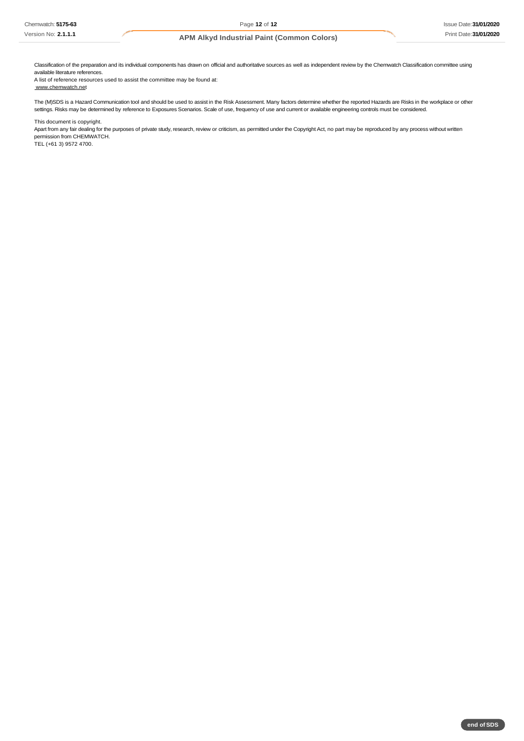Classification of the preparation and its individual components has drawn on official and authoritative sources as well as independent review by the Chemwatch Classification committee using available literature references.

A list of reference resources used to assist the committee may be found at:

www.chemwatch.net

The (M)SDS is a Hazard Communication tool and should be used to assist in the Risk Assessment. Many factors determine whether the reported Hazards are Risks in the workplace or other settings. Risks may be determined by reference to Exposures Scenarios. Scale of use, frequency of use and current or available engineering controls must be considered.

This document is copyright.

Apart from any fair dealing for the purposes of private study, research, review or criticism, as permitted under the Copyright Act, no part may be reproduced by any process without written permission from CHEMWATCH.

TEL (+61 3) 9572 4700.

end of SDS